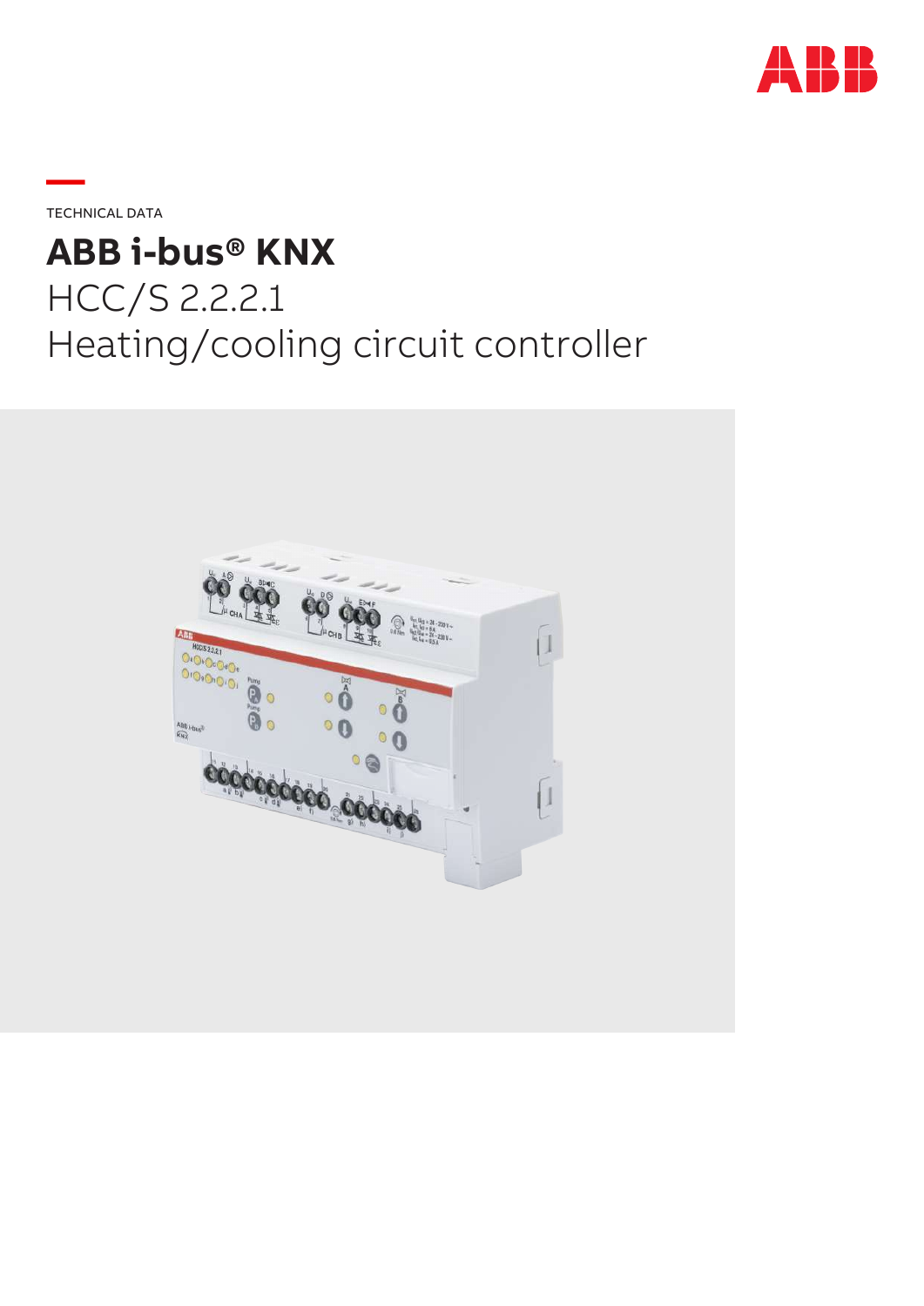TECHNICAL DATA

# ABB i-bus® KNX

HCC/S 2.2.2.1

Heating/cooling circuit controller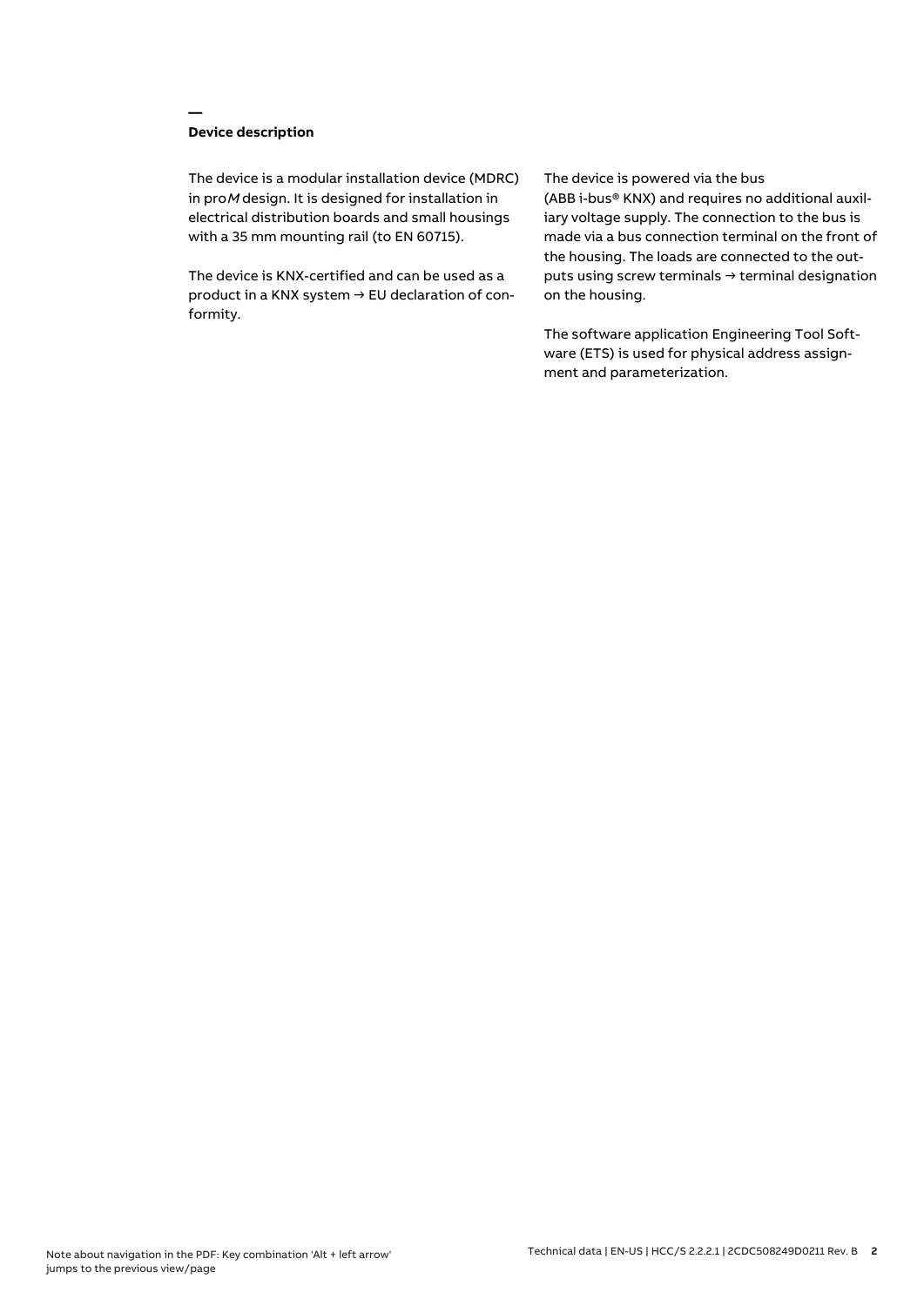## Device description

The device is a modular installation device (MDRC) in pro*M* design. It is designed for installation in electrical distribution boards and small housings with a 35 mm mounting rail (to EN 60715).

The device is KNX-certified and can be used as a product in a KNX system → EU declaration of conformity.

The device is powered via the bus (ABB i-bus® KNX) and requires no additional auxiliary voltage supply. The connection to the bus is made via a bus connection terminal on the front of the housing. The loads are connected to the outputs using screw terminals → terminal designation on the housing.

The software application Engineering Tool Software (ETS) is used for physical address assignment and parameterization.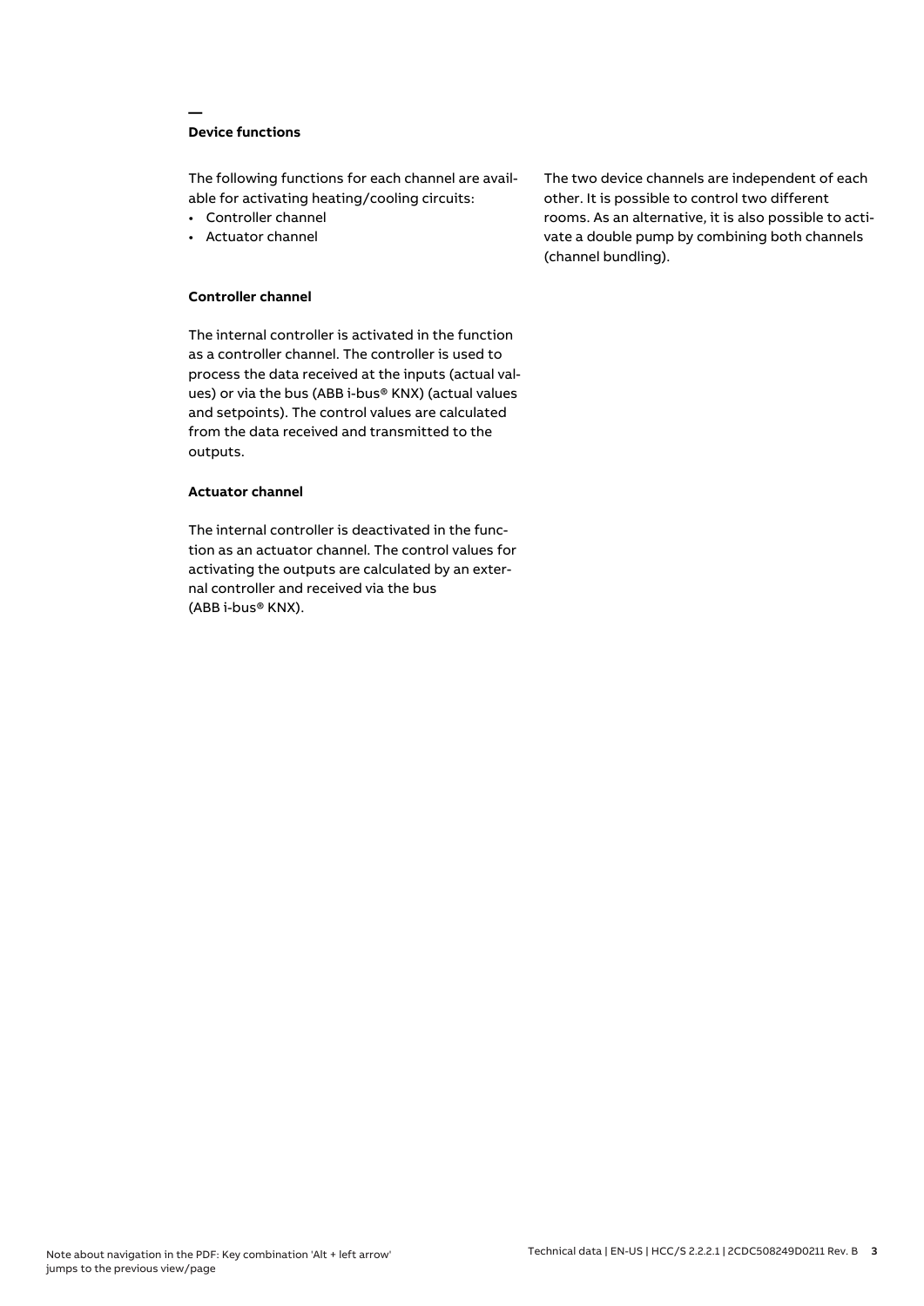## Device functions

The following functions for each channel are available for activating heating/cooling circuits:

- Controller channel
- Actuator channel

### Controller channel

The internal controller is activated in the function as a controller channel. The controller is used to process the data received at the inputs (actual values) or via the bus (ABB i-bus® KNX) (actual values and setpoints). The control values are calculated from the data received and transmitted to the outputs.

### Actuator channel

The internal controller is deactivated in the function as an actuator channel. The control values for activating the outputs are calculated by an external controller and received via the bus (ABB i-bus® KNX).

The two device channels are independent of each other. It is possible to control two different rooms. As an alternative, it is also possible to activate a double pump by combining both channels (channel bundling).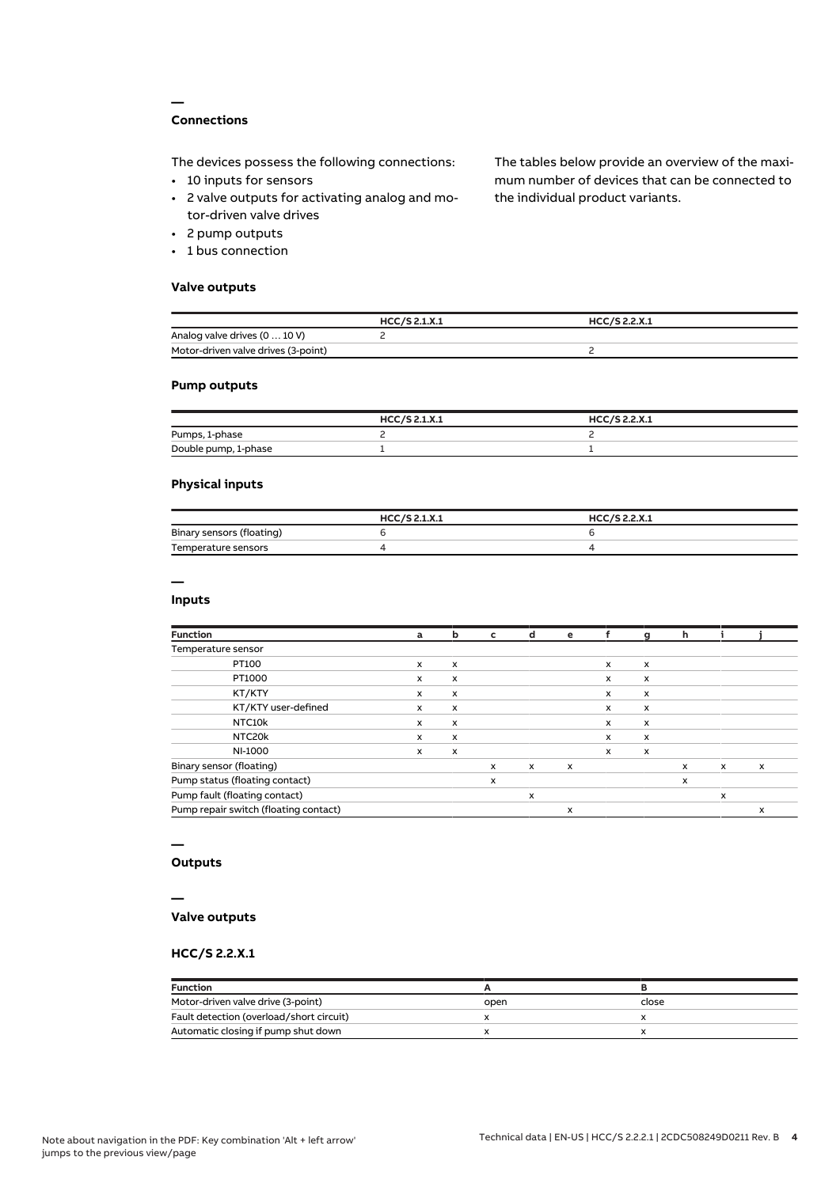## Connections

The devices possess the following connections:

- 10 inputs for sensors
- 2 valve outputs for activating analog and motor-driven valve drives
- 2 pump outputs
- 1 bus connection

The tables below provide an overview of the maximum number of devices that can be connected to the individual product variants.

### Valve outputs

| | HCC/S 2.1.X.1 | HCC/S 2.2.X.1 |
|---|---|---|
| Analog valve drives (0 … 10 V) | 2 | |
| Motor-driven valve drives (3-point) | | 2 |

### Pump outputs

| | HCC/S 2.1.X.1 | HCC/S 2.2.X.1 |
|---|---|---|
| Pumps, 1-phase | 2 | 2 |
| Double pump, 1-phase | 1 | 1 |

### Physical inputs

| | HCC/S 2.1.X.1 | HCC/S 2.2.X.1 |
|---|---|---|
| Binary sensors (floating) | 6 | 6 |
| Temperature sensors | 4 | 4 |

## Inputs

| Function | a | b | c | d | e | f | g | h | i | j |
|---|---|---|---|---|---|---|---|---|---|---|
| Temperature sensor | | | | | | | | | | |
| PT100 | x | x | | | | x | x | | | |
| PT1000 | x | x | | | | x | x | | | |
| KT/KTY | x | x | | | | x | x | | | |
| KT/KTY user-defined | x | x | | | | x | x | | | |
| NTC10k | x | x | | | | x | x | | | |
| NTC20k | x | x | | | | x | x | | | |
| NI-1000 | x | x | | | | x | x | | | |
| Binary sensor (floating) | | | x | x | x | | | x | x | x |
| Pump status (floating contact) | | | x | | | | | x | | |
| Pump fault (floating contact) | | | | x | | | | | x | |
| Pump repair switch (floating contact) | | | | | x | | | | | x |

## Outputs

## Valve outputs

### HCC/S 2.2.X.1

| Function | A | B |
|---|---|---|
| Motor-driven valve drive (3-point) | open | close |
| Fault detection (overload/short circuit) | x | x |
| Automatic closing if pump shut down | x | x |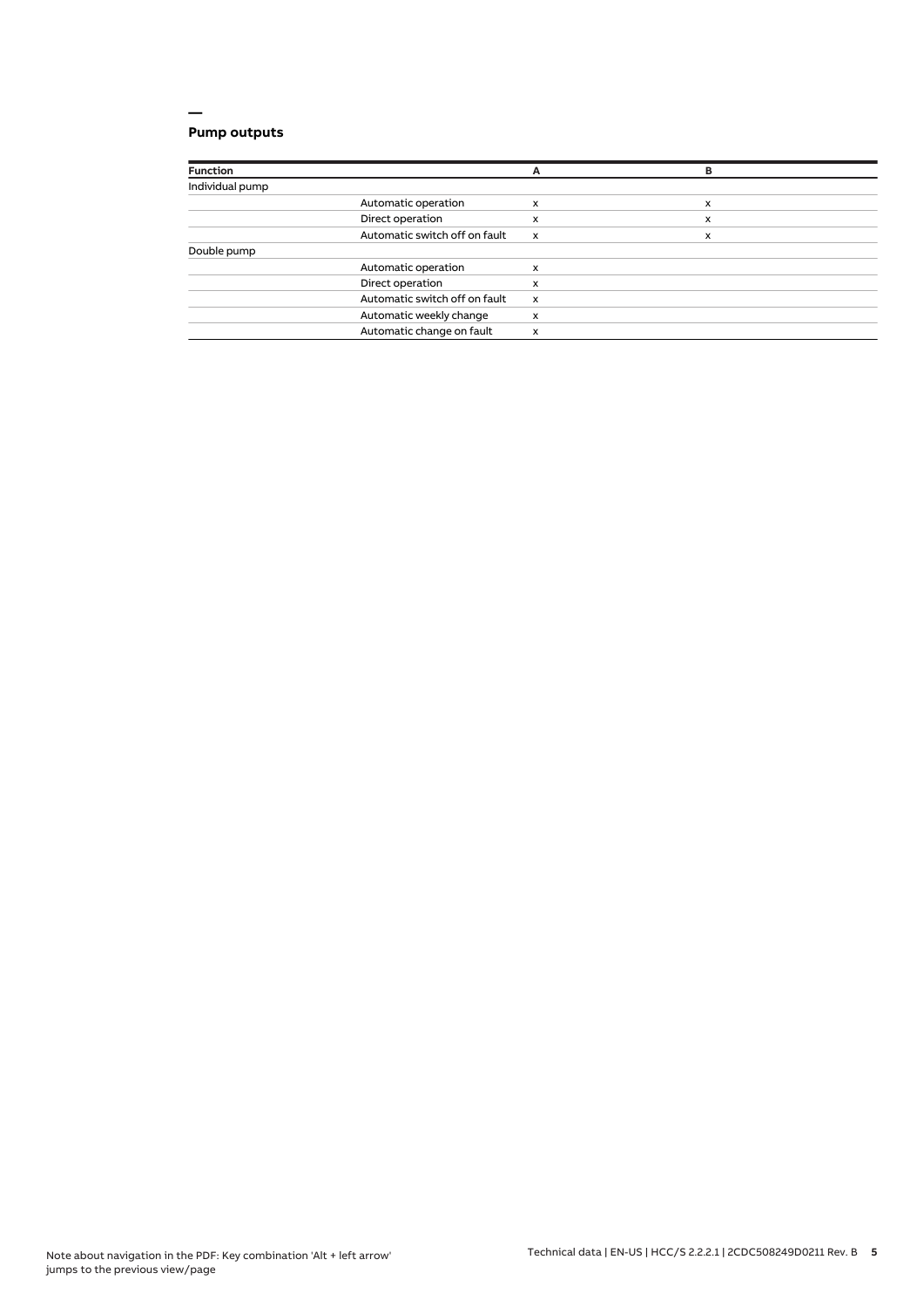## Pump outputs

| Function | | A | B |
|---|---|---|---|
| Individual pump | | | |
| | Automatic operation | x | x |
| | Direct operation | x | x |
| | Automatic switch off on fault | x | x |
| Double pump | | | |
| | Automatic operation | x | |
| | Direct operation | x | |
| | Automatic switch off on fault | x | |
| | Automatic weekly change | x | |
| | Automatic change on fault | x | |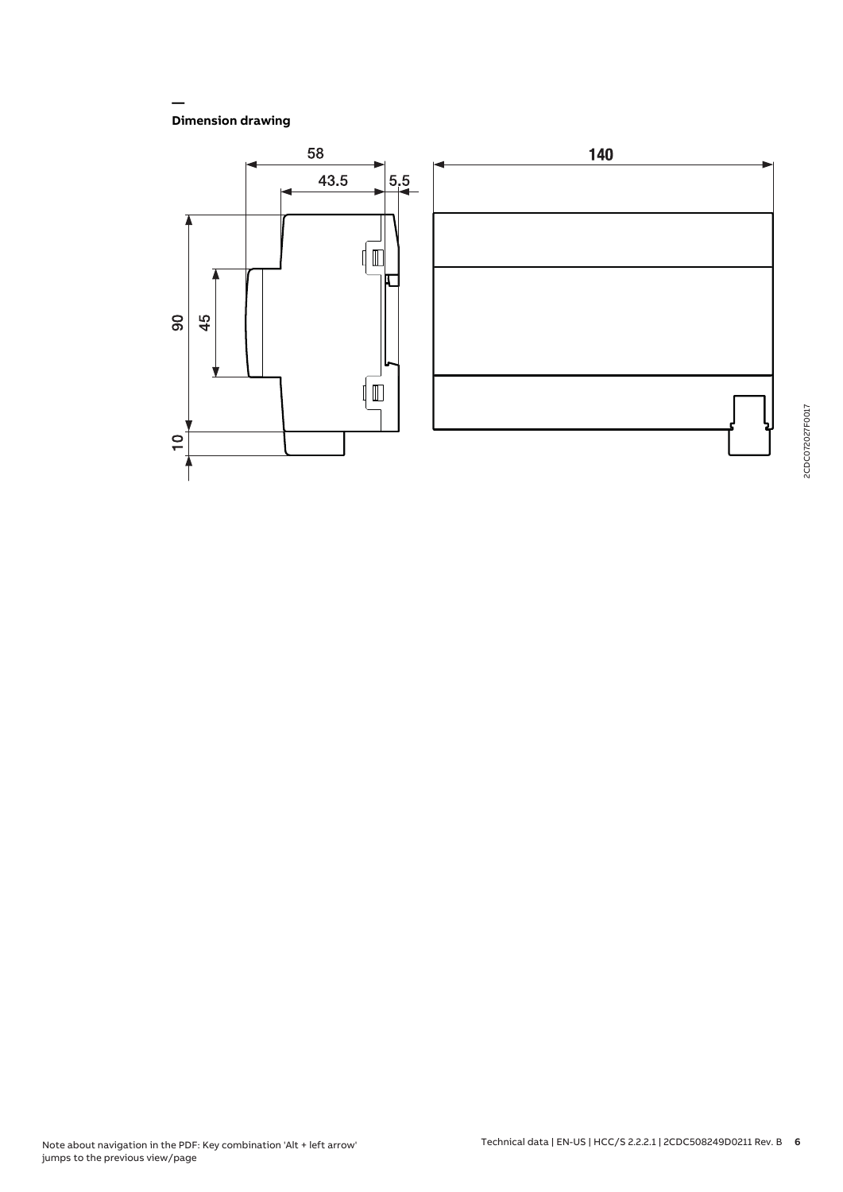## Dimension drawing

58

43.5

5.5

140

90

45

10

2CDC072027F0017

Note about navigation in the PDF: Key combination 'Alt + left arrow' jumps to the previous view/page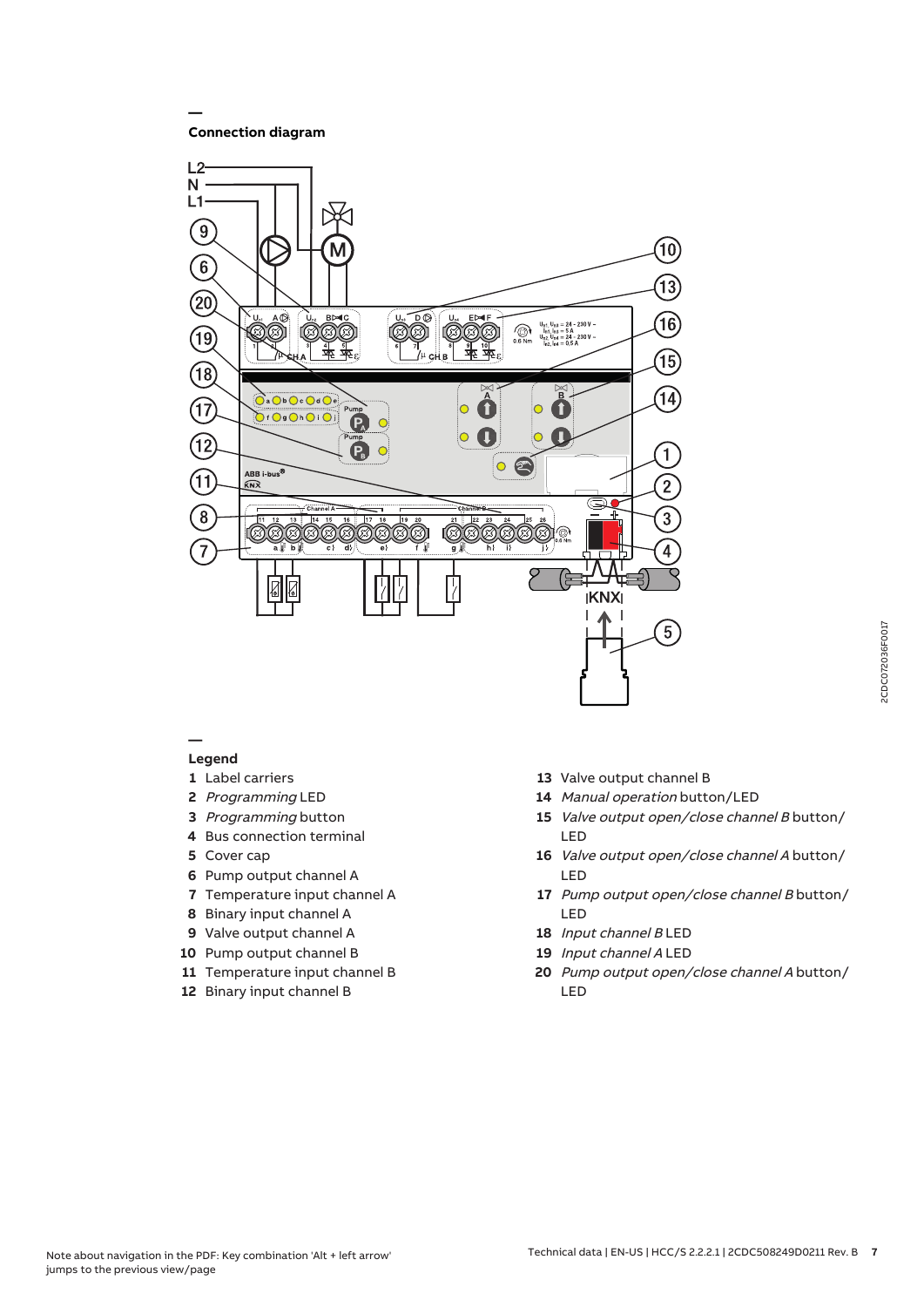## Connection diagram

## Legend

1 Label carriers
2 *Programming* LED
3 *Programming* button
4 Bus connection terminal
5 Cover cap
6 Pump output channel A
7 Temperature input channel A
8 Binary input channel A
9 Valve output channel A
10 Pump output channel B
11 Temperature input channel B
12 Binary input channel B
13 Valve output channel B
14 *Manual operation* button/LED
15 *Valve output open/close channel B* button/LED
16 *Valve output open/close channel A* button/LED
17 *Pump output open/close channel B* button/LED
18 *Input channel B* LED
19 *Input channel A* LED
20 *Pump output open/close channel A* button/LED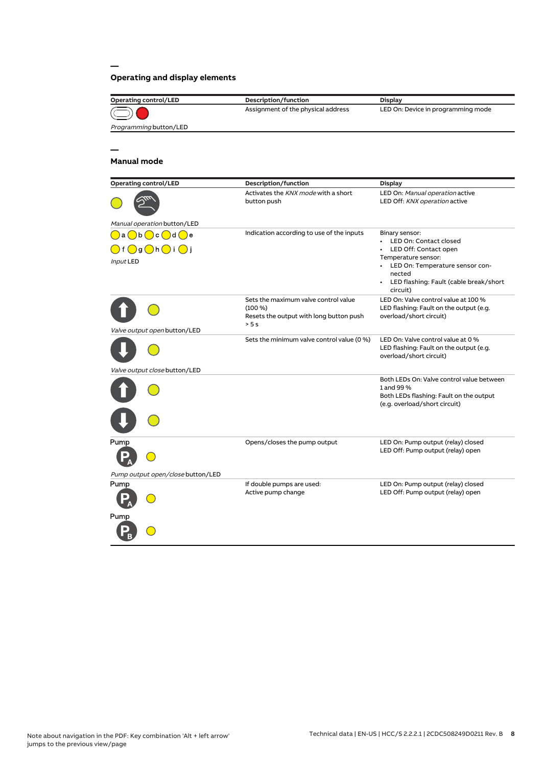## Operating and display elements

| Operating control/LED | Description/function | Display |
|---|---|---|
| *Programming* button/LED | Assignment of the physical address | LED On: Device in programming mode |

## Manual mode

| Operating control/LED | Description/function | Display |
|---|---|---|
| *Manual operation* button/LED | Activates the *KNX mode* with a short button push | LED On: *Manual operation* active<br>LED Off: *KNX operation* active |
| a b c d e<br>f g h i j<br>*Input* LED | Indication according to use of the inputs | Binary sensor:<br>• LED On: Contact closed<br>• LED Off: Contact open<br>Temperature sensor:<br>• LED On: Temperature sensor connected<br>• LED flashing: Fault (cable break/short circuit) |
| *Valve output open* button/LED | Sets the maximum valve control value (100 %)<br>Resets the output with long button push > 5 s | LED On: Valve control value at 100 %<br>LED flashing: Fault on the output (e.g. overload/short circuit) |
| *Valve output close* button/LED | Sets the minimum valve control value (0 %) | LED On: Valve control value at 0 %<br>LED flashing: Fault on the output (e.g. overload/short circuit) |
| | | Both LEDs On: Valve control value between 1 and 99 %<br>Both LEDs flashing: Fault on the output (e.g. overload/short circuit) |
| Pump<br>$P_A$<br>*Pump output open/close* button/LED | Opens/closes the pump output | LED On: Pump output (relay) closed<br>LED Off: Pump output (relay) open |
| Pump<br>$P_A$<br>Pump<br>$P_B$ | If double pumps are used:<br>Active pump change | LED On: Pump output (relay) closed<br>LED Off: Pump output (relay) open |

Note about navigation in the PDF: Key combination 'Alt + left arrow' jumps to the previous view/page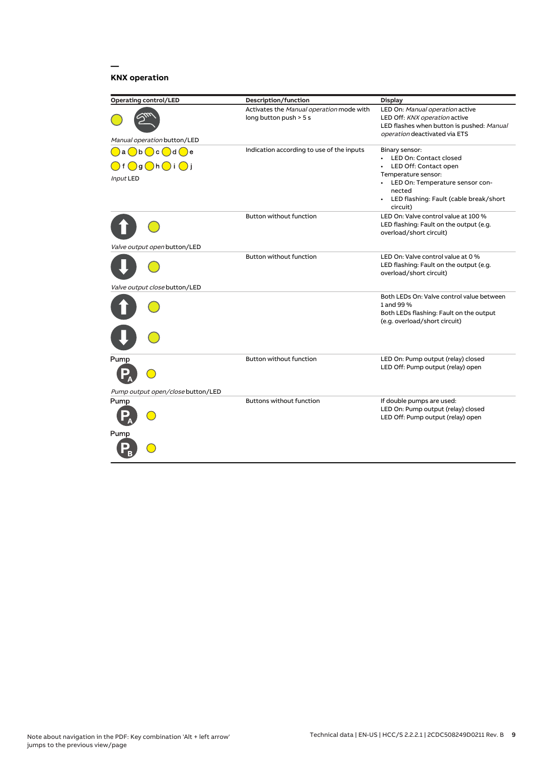## KNX operation

| Operating control/LED | Description/function | Display |
|---|---|---|
| *Manual operation* button/LED | Activates the *Manual operation* mode with long button push > 5 s | LED On: *Manual operation* active<br>LED Off: *KNX operation* active<br>LED flashes when button is pushed: *Manual operation* deactivated via ETS |
| a b c d e<br>f g h i j<br>*Input* LED | Indication according to use of the inputs | Binary sensor:<br>• LED On: Contact closed<br>• LED Off: Contact open<br>Temperature sensor:<br>• LED On: Temperature sensor connected<br>• LED flashing: Fault (cable break/short circuit) |
| *Valve output open* button/LED | Button without function | LED On: Valve control value at 100 %<br>LED flashing: Fault on the output (e.g. overload/short circuit) |
| *Valve output close* button/LED | Button without function | LED On: Valve control value at 0 %<br>LED flashing: Fault on the output (e.g. overload/short circuit) |
| | | Both LEDs On: Valve control value between 1 and 99 %<br>Both LEDs flashing: Fault on the output (e.g. overload/short circuit) |
| Pump<br>*Pump output open/close* button/LED | Button without function | LED On: Pump output (relay) closed<br>LED Off: Pump output (relay) open |
| Pump<br>Pump | Buttons without function | If double pumps are used:<br>LED On: Pump output (relay) closed<br>LED Off: Pump output (relay) open |

Note about navigation in the PDF: Key combination 'Alt + left arrow' jumps to the previous view/page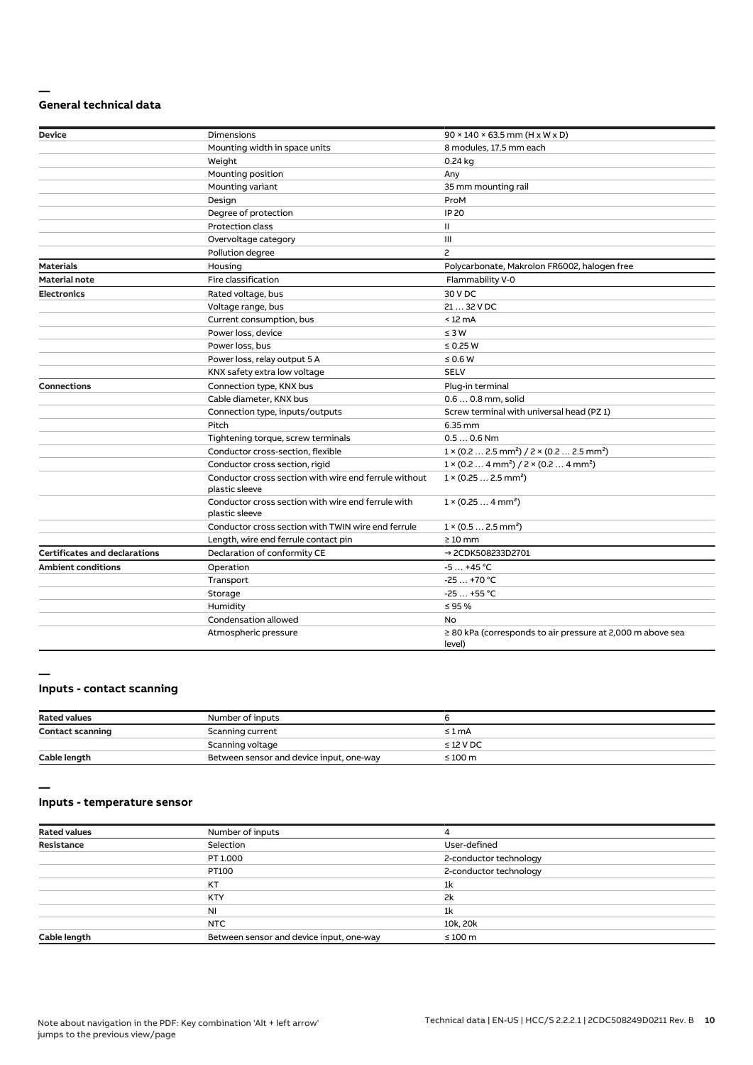## General technical data

| | | |
|---|---|---|
| **Device** | Dimensions | 90 × 140 × 63.5 mm (H x W x D) |
| | Mounting width in space units | 8 modules, 17.5 mm each |
| | Weight | 0.24 kg |
| | Mounting position | Any |
| | Mounting variant | 35 mm mounting rail |
| | Design | ProM |
| | Degree of protection | IP 20 |
| | Protection class | II |
| | Overvoltage category | III |
| | Pollution degree | 2 |
| **Materials** | Housing | Polycarbonate, Makrolon FR6002, halogen free |
| **Material note** | Fire classification | Flammability V-0 |
| **Electronics** | Rated voltage, bus | 30 V DC |
| | Voltage range, bus | 21 … 32 V DC |
| | Current consumption, bus | < 12 mA |
| | Power loss, device | ≤ 3 W |
| | Power loss, bus | ≤ 0.25 W |
| | Power loss, relay output 5 A | ≤ 0.6 W |
| | KNX safety extra low voltage | SELV |
| **Connections** | Connection type, KNX bus | Plug-in terminal |
| | Cable diameter, KNX bus | 0.6 … 0.8 mm, solid |
| | Connection type, inputs/outputs | Screw terminal with universal head (PZ 1) |
| | Pitch | 6.35 mm |
| | Tightening torque, screw terminals | 0.5 … 0.6 Nm |
| | Conductor cross-section, flexible | 1 × (0.2 … 2.5 mm²) / 2 × (0.2 … 2.5 mm²) |
| | Conductor cross section, rigid | 1 × (0.2 … 4 mm²) / 2 × (0.2 … 4 mm²) |
| | Conductor cross section with wire end ferrule without plastic sleeve | 1 × (0.25 … 2.5 mm²) |
| | Conductor cross section with wire end ferrule with plastic sleeve | 1 × (0.25 … 4 mm²) |
| | Conductor cross section with TWIN wire end ferrule | 1 × (0.5 … 2.5 mm²) |
| | Length, wire end ferrule contact pin | ≥ 10 mm |
| **Certificates and declarations** | Declaration of conformity CE | → 2CDK508233D2701 |
| **Ambient conditions** | Operation | -5 … +45 °C |
| | Transport | -25 … +70 °C |
| | Storage | -25 … +55 °C |
| | Humidity | ≤ 95 % |
| | Condensation allowed | No |
| | Atmospheric pressure | ≥ 80 kPa (corresponds to air pressure at 2,000 m above sea level) |

## Inputs - contact scanning

| | | |
|---|---|---|
| **Rated values** | Number of inputs | 6 |
| **Contact scanning** | Scanning current | ≤ 1 mA |
| | Scanning voltage | ≤ 12 V DC |
| **Cable length** | Between sensor and device input, one-way | ≤ 100 m |

## Inputs - temperature sensor

| | | |
|---|---|---|
| **Rated values** | Number of inputs | 4 |
| **Resistance** | Selection | User-defined |
| | PT 1.000 | 2-conductor technology |
| | PT100 | 2-conductor technology |
| | KT | 1k |
| | KTY | 2k |
| | NI | 1k |
| | NTC | 10k, 20k |
| **Cable length** | Between sensor and device input, one-way | ≤ 100 m |

Note about navigation in the PDF: Key combination 'Alt + left arrow' jumps to the previous view/page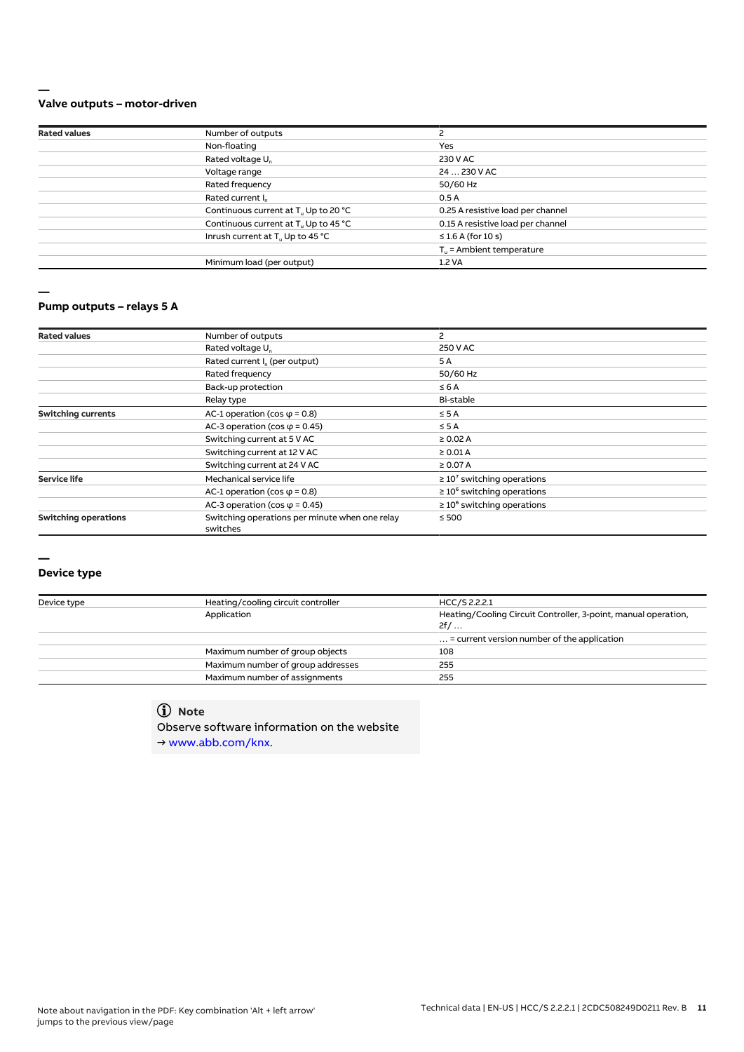## Valve outputs – motor-driven

| Rated values | Number of outputs | 2 |
|---|---|---|
| | Non-floating | Yes |
| | Rated voltage $U_n$ | 230 V AC |
| | Voltage range | 24 … 230 V AC |
| | Rated frequency | 50/60 Hz |
| | Rated current $I_n$ | 0.5 A |
| | Continuous current at $T_u$ Up to 20 °C | 0.25 A resistive load per channel |
| | Continuous current at $T_u$ Up to 45 °C | 0.15 A resistive load per channel |
| | Inrush current at $T_u$ Up to 45 °C | ≤ 1.6 A (for 10 s) |
| | | $T_u$ = Ambient temperature |
| | Minimum load (per output) | 1.2 VA |

## Pump outputs – relays 5 A

| Rated values | Number of outputs | 2 |
|---|---|---|
| | Rated voltage $U_n$ | 250 V AC |
| | Rated current $I_n$ (per output) | 5 A |
| | Rated frequency | 50/60 Hz |
| | Back-up protection | ≤ 6 A |
| | Relay type | Bi-stable |
| **Switching currents** | AC-1 operation (cos φ = 0.8) | ≤ 5 A |
| | AC-3 operation (cos φ = 0.45) | ≤ 5 A |
| | Switching current at 5 V AC | ≥ 0.02 A |
| | Switching current at 12 V AC | ≥ 0.01 A |
| | Switching current at 24 V AC | ≥ 0.07 A |
| **Service life** | Mechanical service life | ≥ $10^7$ switching operations |
| | AC-1 operation (cos φ = 0.8) | ≥ $10^6$ switching operations |
| | AC-3 operation (cos φ = 0.45) | ≥ $10^6$ switching operations |
| **Switching operations** | Switching operations per minute when one relay switches | ≤ 500 |

## Device type

| Device type | Heating/cooling circuit controller | HCC/S 2.2.2.1 |
|---|---|---|
| | Application | Heating/Cooling Circuit Controller, 3-point, manual operation, 2f/ … |
| | | … = current version number of the application |
| | Maximum number of group objects | 108 |
| | Maximum number of group addresses | 255 |
| | Maximum number of assignments | 255 |

**Note**

Observe software information on the website
→ www.abb.com/knx.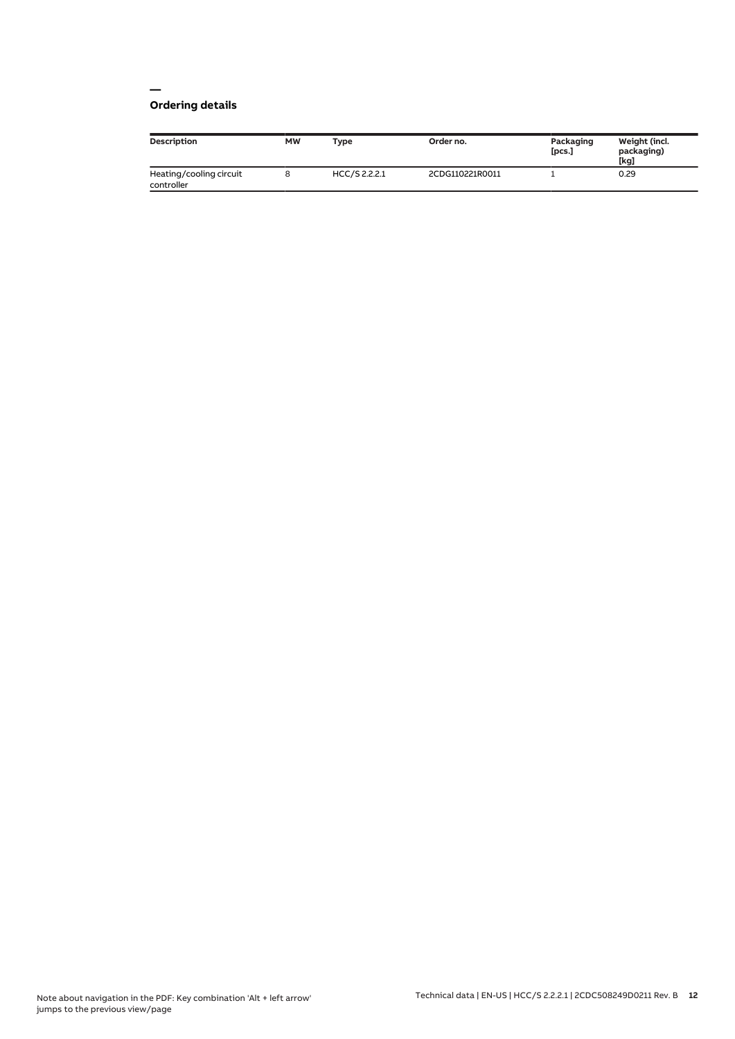## Ordering details

| Description | MW | Type | Order no. | Packaging [pcs.] | Weight (incl. packaging) [kg] |
| --- | --- | --- | --- | --- | --- |
| Heating/cooling circuit controller | 8 | HCC/S 2.2.2.1 | 2CDG110221R0011 | 1 | 0.29 |

Note about navigation in the PDF: Key combination 'Alt + left arrow' jumps to the previous view/page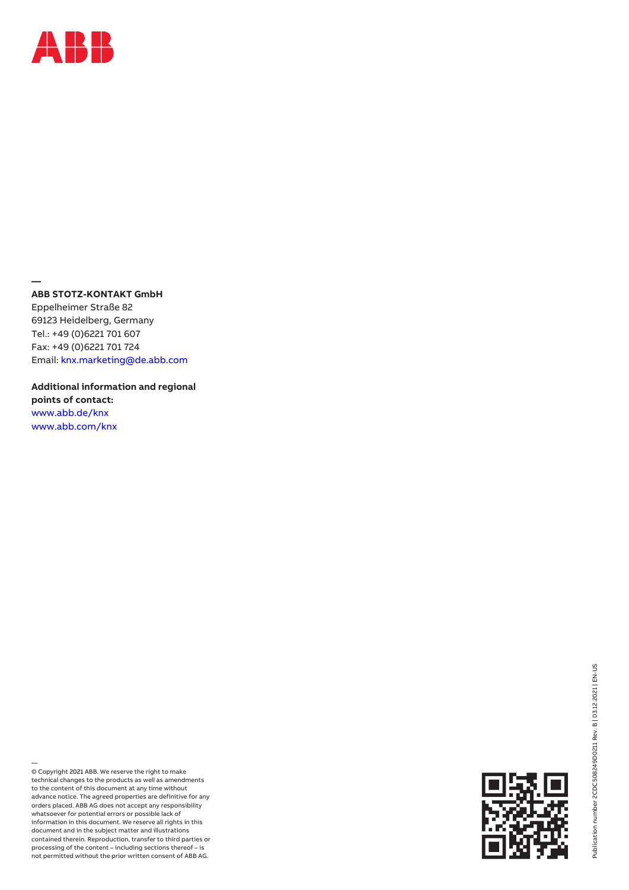—

**ABB STOTZ-KONTAKT GmbH**
Eppelheimer Straße 82
69123 Heidelberg, Germany
Tel.: +49 (0)6221 701 607
Fax: +49 (0)6221 701 724
Email: knx.marketing@de.abb.com

**Additional information and regional points of contact:**
www.abb.de/knx
www.abb.com/knx

—
© Copyright 2021 ABB. We reserve the right to make technical changes to the products as well as amendments to the content of this document at any time without advance notice. The agreed properties are definitive for any orders placed. ABB AG does not accept any responsibility whatsoever for potential errors or possible lack of information in this document. We reserve all rights in this document and in the subject matter and illustrations contained therein. Reproduction, transfer to third parties or processing of the content – including sections thereof – is not permitted without the prior written consent of ABB AG.

Publication number 2CDC508249D0211 Rev. B | 03.12.2021 | EN-US